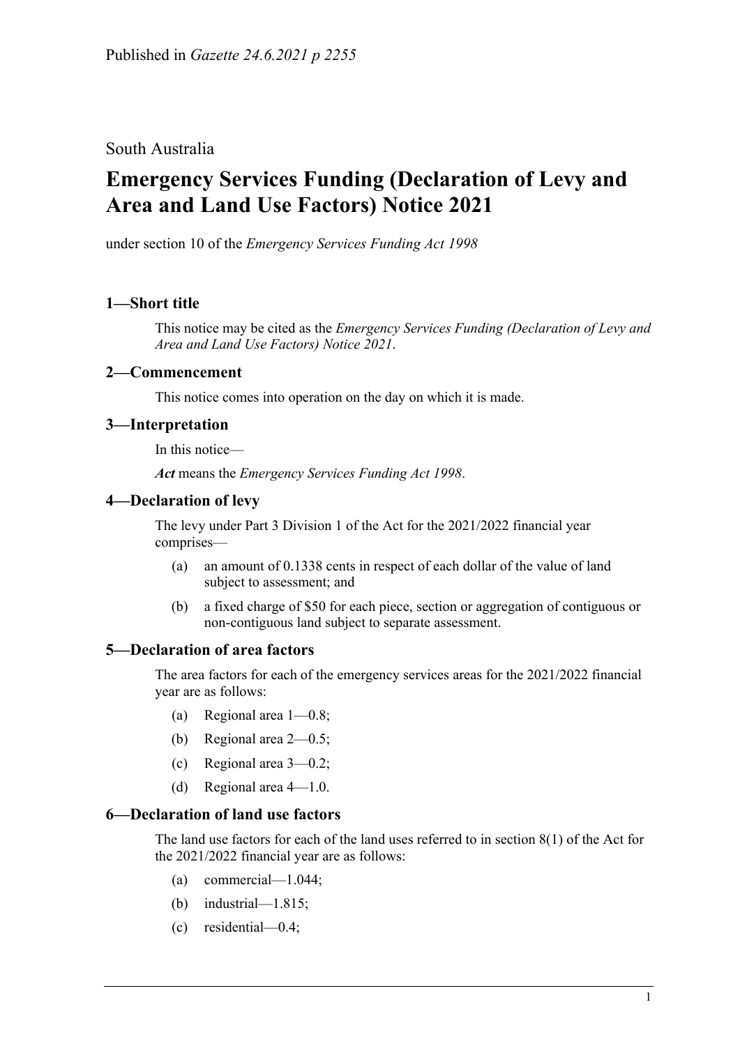Published in *Gazette 24.6.2021 p 2255*

South Australia

# Emergency Services Funding (Declaration of Levy and Area and Land Use Factors) Notice 2021

under section 10 of the *Emergency Services Funding Act 1998*

## 1—Short title

This notice may be cited as the *Emergency Services Funding (Declaration of Levy and Area and Land Use Factors) Notice 2021*.

## 2—Commencement

This notice comes into operation on the day on which it is made.

## 3—Interpretation

In this notice—

***Act*** means the *Emergency Services Funding Act 1998*.

## 4—Declaration of levy

The levy under Part 3 Division 1 of the Act for the 2021/2022 financial year comprises—

- (a) an amount of 0.1338 cents in respect of each dollar of the value of land subject to assessment; and
- (b) a fixed charge of $50 for each piece, section or aggregation of contiguous or non-contiguous land subject to separate assessment.

## 5—Declaration of area factors

The area factors for each of the emergency services areas for the 2021/2022 financial year are as follows:

- (a) Regional area 1—0.8;
- (b) Regional area 2—0.5;
- (c) Regional area 3—0.2;
- (d) Regional area 4—1.0.

## 6—Declaration of land use factors

The land use factors for each of the land uses referred to in section 8(1) of the Act for the 2021/2022 financial year are as follows:

- (a) commercial—1.044;
- (b) industrial—1.815;
- (c) residential—0.4;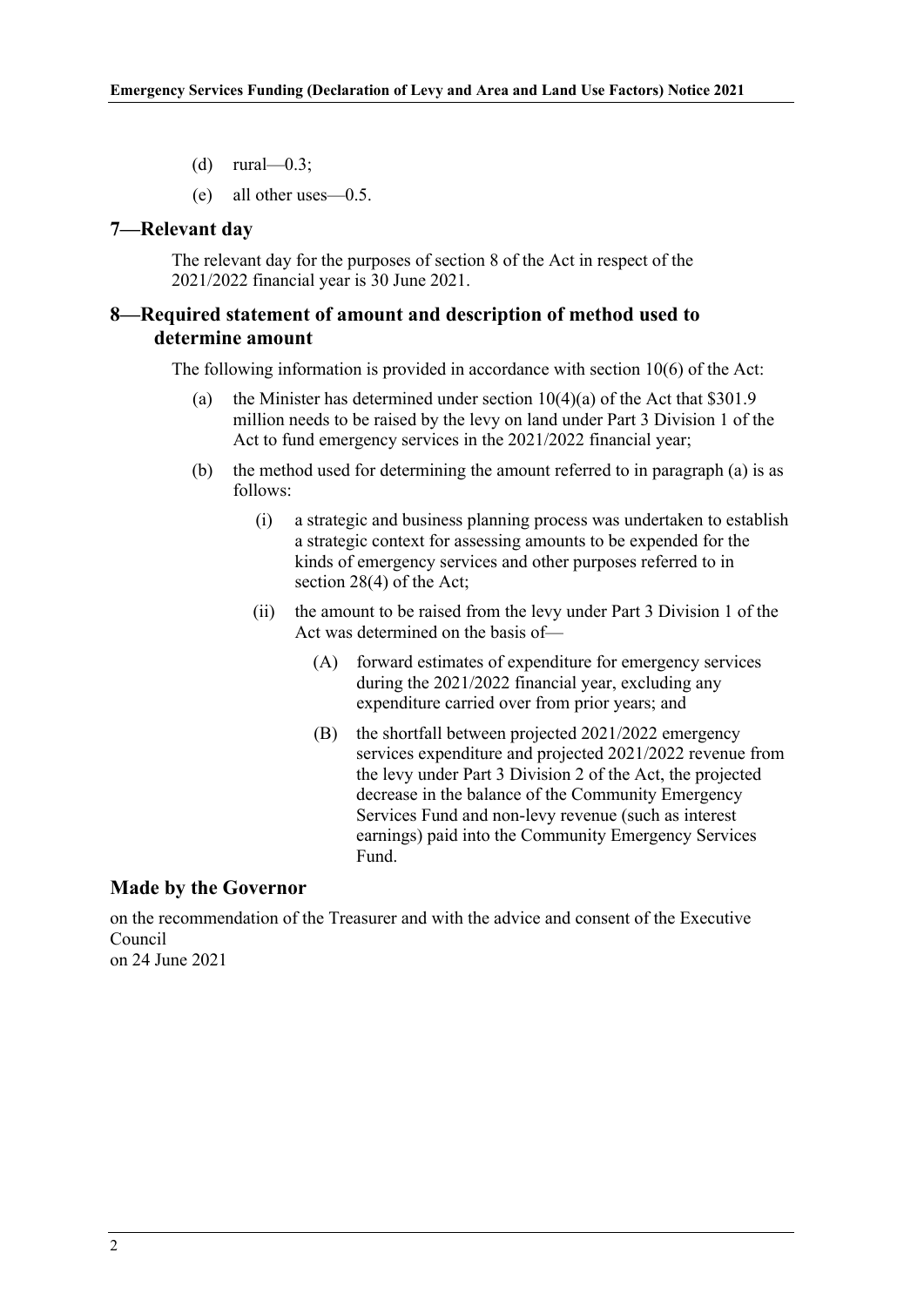(d) rural—0.3;

(e) all other uses—0.5.

## 7—Relevant day

The relevant day for the purposes of section 8 of the Act in respect of the 2021/2022 financial year is 30 June 2021.

## 8—Required statement of amount and description of method used to determine amount

The following information is provided in accordance with section 10(6) of the Act:

(a) the Minister has determined under section 10(4)(a) of the Act that $301.9 million needs to be raised by the levy on land under Part 3 Division 1 of the Act to fund emergency services in the 2021/2022 financial year;

(b) the method used for determining the amount referred to in paragraph (a) is as follows:

(i) a strategic and business planning process was undertaken to establish a strategic context for assessing amounts to be expended for the kinds of emergency services and other purposes referred to in section 28(4) of the Act;

(ii) the amount to be raised from the levy under Part 3 Division 1 of the Act was determined on the basis of—

(A) forward estimates of expenditure for emergency services during the 2021/2022 financial year, excluding any expenditure carried over from prior years; and

(B) the shortfall between projected 2021/2022 emergency services expenditure and projected 2021/2022 revenue from the levy under Part 3 Division 2 of the Act, the projected decrease in the balance of the Community Emergency Services Fund and non-levy revenue (such as interest earnings) paid into the Community Emergency Services Fund.

## Made by the Governor

on the recommendation of the Treasurer and with the advice and consent of the Executive Council
on 24 June 2021